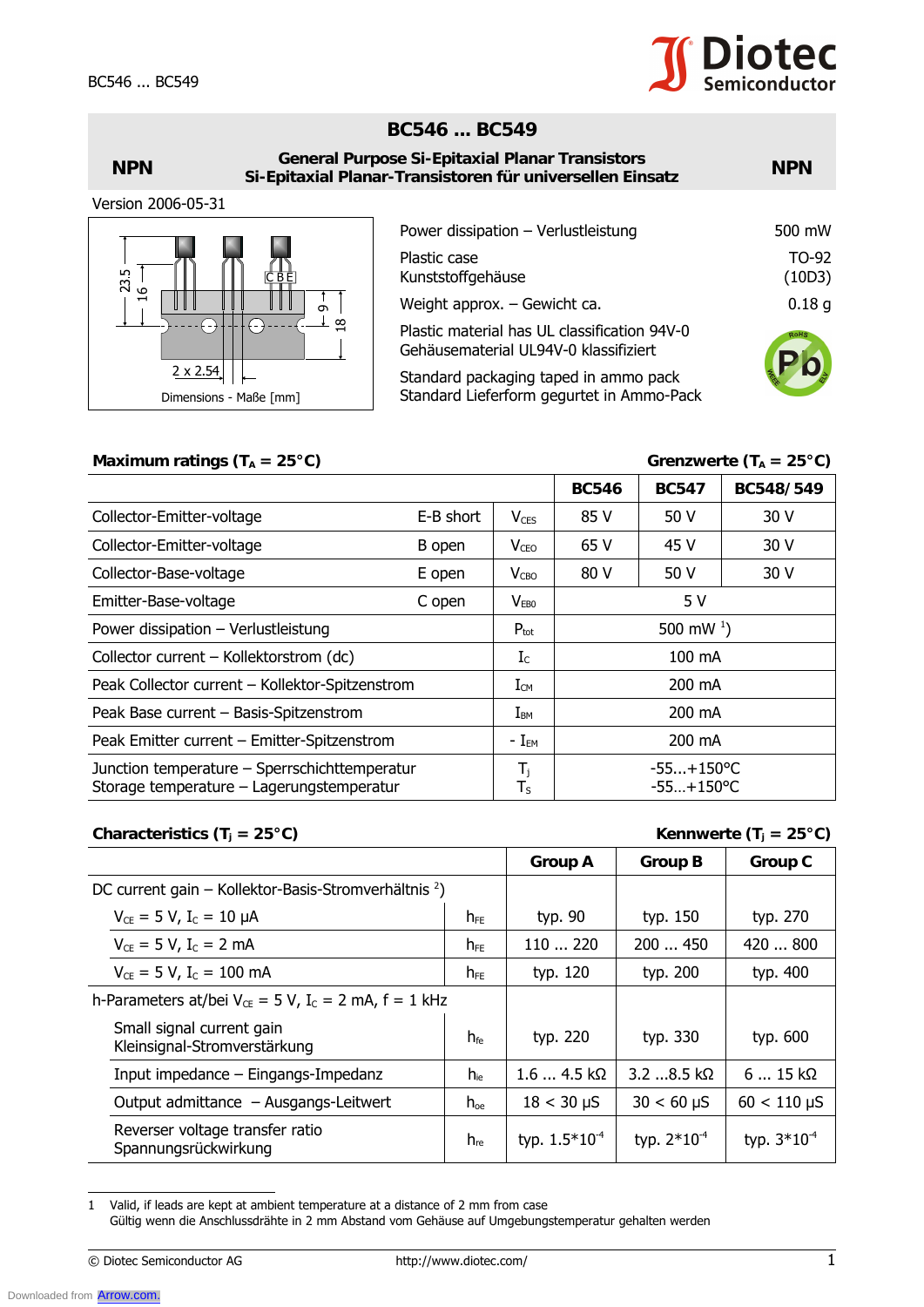# BC546 ... BC549

**NPN** — **General Purpose Si-Epitaxial Planar Transistors** — **NPN**

**Si-Epitaxial Planar-Transistoren für universellen Einsatz**

Version 2006-05-31

Dimensions - Maße [mm]

| | |
|---|---|
| Power dissipation – Verlustleistung | 500 mW |
| Plastic case<br>Kunststoffgehäuse | TO-92<br>(10D3) |
| Weight approx. – Gewicht ca. | 0.18 g |
| Plastic material has UL classification 94V-0<br>Gehäusematerial UL94V-0 klassifiziert | |
| Standard packaging taped in ammo pack<br>Standard Lieferform gegurtet in Ammo-Pack | |

## Maximum ratings ($T_A$ = 25°C) — Grenzwerte ($T_A$ = 25°C)

| | | | BC546 | BC547 | BC548/549 |
|---|---|---|---|---|---|
| Collector-Emitter-voltage | E-B short | $V_{CES}$ | 85 V | 50 V | 30 V |
| Collector-Emitter-voltage | B open | $V_{CEO}$ | 65 V | 45 V | 30 V |
| Collector-Base-voltage | E open | $V_{CBO}$ | 80 V | 50 V | 30 V |
| Emitter-Base-voltage | C open | $V_{EBO}$ | 5 V | | |
| Power dissipation – Verlustleistung | | $P_{tot}$ | 500 mW [1] | | |
| Collector current – Kollektorstrom (dc) | | $I_C$ | 100 mA | | |
| Peak Collector current – Kollektor-Spitzenstrom | | $I_{CM}$ | 200 mA | | |
| Peak Base current – Basis-Spitzenstrom | | $I_{BM}$ | 200 mA | | |
| Peak Emitter current – Emitter-Spitzenstrom | | $-I_{EM}$ | 200 mA | | |
| Junction temperature – Sperrschichttemperatur<br>Storage temperature – Lagerungstemperatur | | $T_j$<br>$T_S$ | -55...+150°C<br>-55...+150°C | | |

## Characteristics ($T_j$ = 25°C) — Kennwerte ($T_j$ = 25°C)

| | | Group A | Group B | Group C |
|---|---|---|---|---|
| DC current gain – Kollektor-Basis-Stromverhältnis [2] | | | | |
| $V_{CE}$ = 5 V, $I_C$ = 10 µA | $h_{FE}$ | typ. 90 | typ. 150 | typ. 270 |
| $V_{CE}$ = 5 V, $I_C$ = 2 mA | $h_{FE}$ | 110 ... 220 | 200 ... 450 | 420 ... 800 |
| $V_{CE}$ = 5 V, $I_C$ = 100 mA | $h_{FE}$ | typ. 120 | typ. 200 | typ. 400 |
| h-Parameters at/bei $V_{CE}$ = 5 V, $I_C$ = 2 mA, f = 1 kHz | | | | |
| Small signal current gain<br>Kleinsignal-Stromverstärkung | $h_{fe}$ | typ. 220 | typ. 330 | typ. 600 |
| Input impedance – Eingangs-Impedanz | $h_{ie}$ | 1.6 ... 4.5 kΩ | 3.2 ...8.5 kΩ | 6 ... 15 kΩ |
| Output admittance – Ausgangs-Leitwert | $h_{oe}$ | 18 < 30 µS | 30 < 60 µS | 60 < 110 µS |
| Reverser voltage transfer ratio<br>Spannungsrückwirkung | $h_{re}$ | typ. $1.5 \cdot 10^{-4}$ | typ. $2 \cdot 10^{-4}$ | typ. $3 \cdot 10^{-4}$ |

1 Valid, if leads are kept at ambient temperature at a distance of 2 mm from case
Gültig wenn die Anschlussdrähte in 2 mm Abstand vom Gehäuse auf Umgebungstemperatur gehalten werden

© Diotec Semiconductor AG http://www.diotec.com/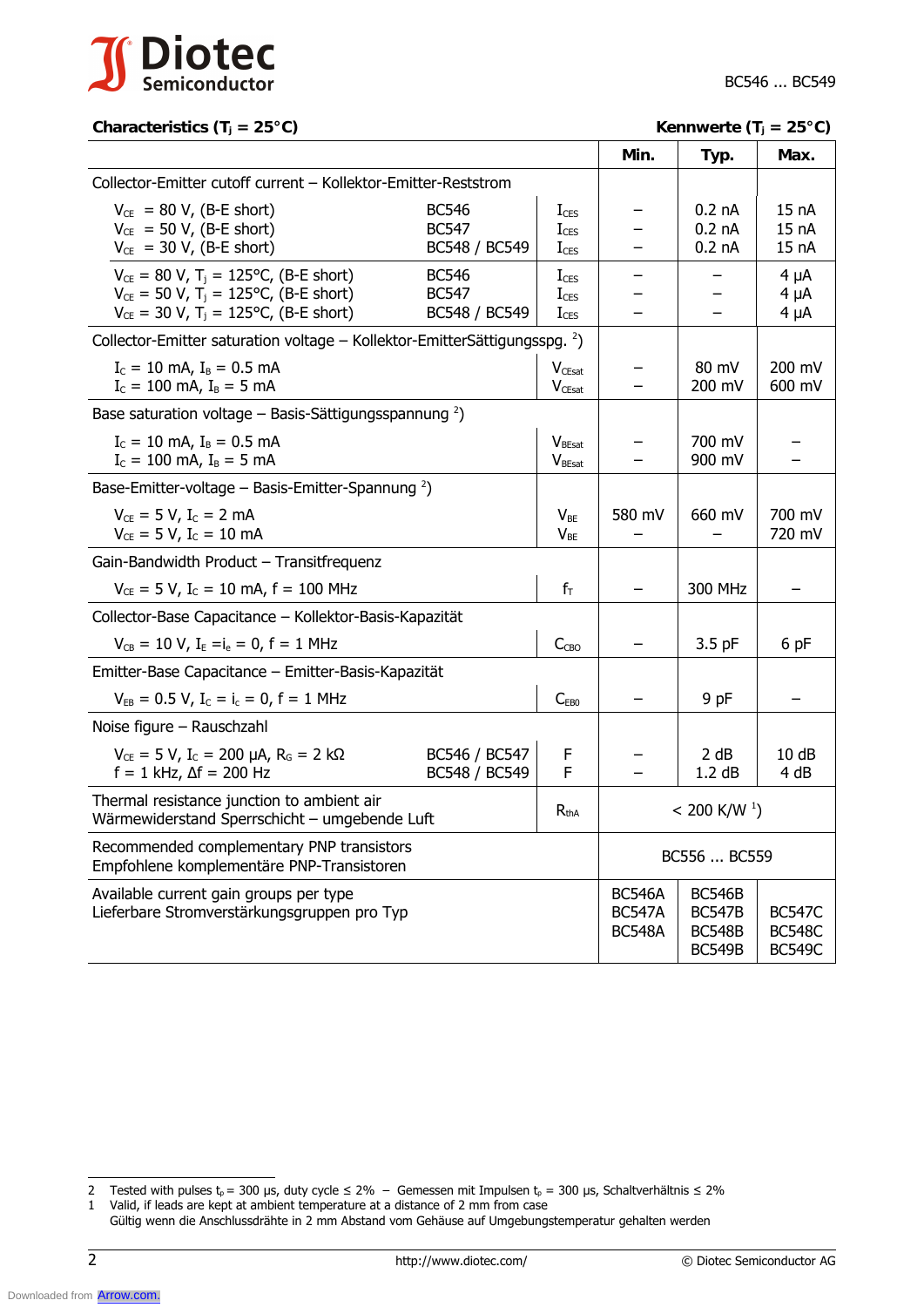**Characteristics ($T_j$ = 25°C)** **Kennwerte ($T_j$ = 25°C)**

| | | | Min. | Typ. | Max. |
|---|---|---|---|---|---|
| Collector-Emitter cutoff current – Kollektor-Emitter-Reststrom | | | | | |
| $V_{CE}$ = 80 V, (B-E short) | BC546 | $I_{CES}$ | – | 0.2 nA | 15 nA |
| $V_{CE}$ = 50 V, (B-E short) | BC547 | $I_{CES}$ | – | 0.2 nA | 15 nA |
| $V_{CE}$ = 30 V, (B-E short) | BC548 / BC549 | $I_{CES}$ | – | 0.2 nA | 15 nA |
| $V_{CE}$ = 80 V, $T_j$ = 125°C, (B-E short) | BC546 | $I_{CES}$ | – | – | 4 µA |
| $V_{CE}$ = 50 V, $T_j$ = 125°C, (B-E short) | BC547 | $I_{CES}$ | – | – | 4 µA |
| $V_{CE}$ = 30 V, $T_j$ = 125°C, (B-E short) | BC548 / BC549 | $I_{CES}$ | – | – | 4 µA |
| Collector-Emitter saturation voltage – Kollektor-EmitterSättigungsspg. [2]) | | | | | |
| $I_C$ = 10 mA, $I_B$ = 0.5 mA | | $V_{CEsat}$ | – | 80 mV | 200 mV |
| $I_C$ = 100 mA, $I_B$ = 5 mA | | $V_{CEsat}$ | – | 200 mV | 600 mV |
| Base saturation voltage – Basis-Sättigungsspannung [2]) | | | | | |
| $I_C$ = 10 mA, $I_B$ = 0.5 mA | | $V_{BEsat}$ | – | 700 mV | – |
| $I_C$ = 100 mA, $I_B$ = 5 mA | | $V_{BEsat}$ | – | 900 mV | – |
| Base-Emitter-voltage – Basis-Emitter-Spannung [2]) | | | | | |
| $V_{CE}$ = 5 V, $I_C$ = 2 mA | | $V_{BE}$ | 580 mV | 660 mV | 700 mV |
| $V_{CE}$ = 5 V, $I_C$ = 10 mA | | $V_{BE}$ | – | – | 720 mV |
| Gain-Bandwidth Product – Transitfrequenz | | | | | |
| $V_{CE}$ = 5 V, $I_C$ = 10 mA, f = 100 MHz | | $f_T$ | – | 300 MHz | – |
| Collector-Base Capacitance – Kollektor-Basis-Kapazität | | | | | |
| $V_{CB}$ = 10 V, $I_E$ = $i_e$ = 0, f = 1 MHz | | $C_{CBO}$ | – | 3.5 pF | 6 pF |
| Emitter-Base Capacitance – Emitter-Basis-Kapazität | | | | | |
| $V_{EB}$ = 0.5 V, $I_C$ = $i_c$ = 0, f = 1 MHz | | $C_{EB0}$ | – | 9 pF | – |
| Noise figure – Rauschzahl | | | | | |
| $V_{CE}$ = 5 V, $I_C$ = 200 µA, $R_G$ = 2 kΩ, f = 1 kHz, Δf = 200 Hz | BC546 / BC547 | F | – | 2 dB | 10 dB |
| | BC548 / BC549 | F | – | 1.2 dB | 4 dB |
| Thermal resistance junction to ambient air / Wärmewiderstand Sperrschicht – umgebende Luft | | $R_{thA}$ | < 200 K/W [1]) | | |
| Recommended complementary PNP transistors / Empfohlene komplementäre PNP-Transistoren | | | BC556 ... BC559 | | |
| Available current gain groups per type / Lieferbare Stromverstärkungsgruppen pro Typ | | | BC546A, BC547A, BC548A | BC546B, BC547B, BC548B, BC549B | BC547C, BC548C, BC549C |

2 Tested with pulses $t_p$ = 300 µs, duty cycle ≤ 2% – Gemessen mit Impulsen $t_p$ = 300 µs, Schaltverhältnis ≤ 2%
1 Valid, if leads are kept at ambient temperature at a distance of 2 mm from case
Gültig wenn die Anschlussdrähte in 2 mm Abstand vom Gehäuse auf Umgebungstemperatur gehalten werden